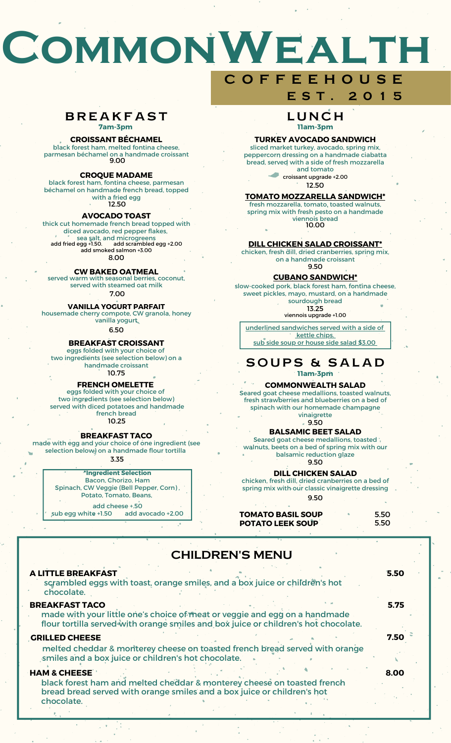# CommonWealth

## COFFEEHOUSE EST. 2015

## BREAKFAST

**7am-3pm**

### CROISSANT BÉCHAMEL

black forest ham, melted fontina cheese, parmesan béchamel on a handmade croissant

9.00

### CROQUE MADAME

black forest ham, fontina cheese, parmesan béchamel on handmade french bread, topped with a fried egg

12.50

### AVOCADO TOAST

thick cut homemade french bread topped with diced avocado, red pepper flakes, sea salt, and microgreens

add fried egg +1.50. add scrambled egg +2.00

add smoked salmon +3.00

8.00

### CW BAKED OATMEAL

served warm with seasonal berries, coconut, served with steamed oat milk

7.00

### VANILLA YOGURT PARFAIT

housemade cherry compote, CW granola, honey vanilla yogurt

6.50

### BREAKFAST CROISSANT

eggs folded with your choice of two ingredients (see selection below) on a handmade croissant

10.75

### FRENCH OMELETTE

eggs folded with your choice of two ingredients (see selection below) served with diced potatoes and handmade french bread

10.25

### BREAKFAST TACO

made with egg and your choice of one ingredient (see selection below) on a handmade flour tortilla

3.35

**\*Ingredient Selection**

Bacon, Chorizo, Ham

Spinach, CW Veggie (Bell Pepper, Corn),

Potato, Tomato, Beans,

add cheese +.50

sub egg white +1.50 add avocado +2.00

## LUNCH

**11am-3pm**

### TURKEY AVOCADO SANDWICH

sliced market turkey, avocado, spring mix, peppercorn dressing on a handmade ciabatta bread, served with a side of fresh mozzarella and tomato

croissant upgrade +2.00

12.50

### <u>TOMATO MOZZARELLA SANDWICH*</u>

fresh mozzarella, tomato, toasted walnuts, spring mix with fresh pesto on a handmade viennois bread

10.00

### <u>DILL CHICKEN SALAD CROISSANT*</u>

chicken, fresh dill, dried cranberries, spring mix, on a handmade croissant

9.50

### <u>CUBANO SANDWICH*</u>

slow-cooked pork, black forest ham, fontina cheese, sweet pickles, mayo, mustard, on a handmade sourdough bread

13.25

viennois upgrade +1.00

<u>underlined sandwiches served with a side of kettle chips.</u>

<u>sub side soup or house side salad $3.00</u>

## SOUPS & SALAD

**11am-3pm**

### COMMONWEALTH SALAD

Seared goat cheese medallions, toasted walnuts, fresh strawberries and blueberries on a bed of spinach with our homemade champagne vinaigrette

9.50

### BALSAMIC BEET SALAD

Seared goat cheese medallions, toasted walnuts, beets on a bed of spring mix with our balsamic reduction glaze

9.50

### DILL CHICKEN SALAD

chicken, fresh dill, dried cranberries on a bed of spring mix with our classic vinaigrette dressing

9.50

**TOMATO BASIL SOUP** 5.50

**POTATO LEEK SOUP** 5.50

## CHILDREN'S MENU

**A LITTLE BREAKFAST** 5.50

scrambled eggs with toast, orange smiles, and a box juice or children's hot chocolate.

**BREAKFAST TACO** 5.75

made with your little one's choice of meat or veggie and egg on a handmade flour tortilla served with orange smiles and box juice or children's hot chocolate.

**GRILLED CHEESE** 7.50

melted cheddar & monterey cheese on toasted french bread served with orange smiles and a box juice or children's hot chocolate.

**HAM & CHEESE** 8.00

black forest ham and melted cheddar & monterey cheese on toasted french bread bread served with orange smiles and a box juice or children's hot chocolate.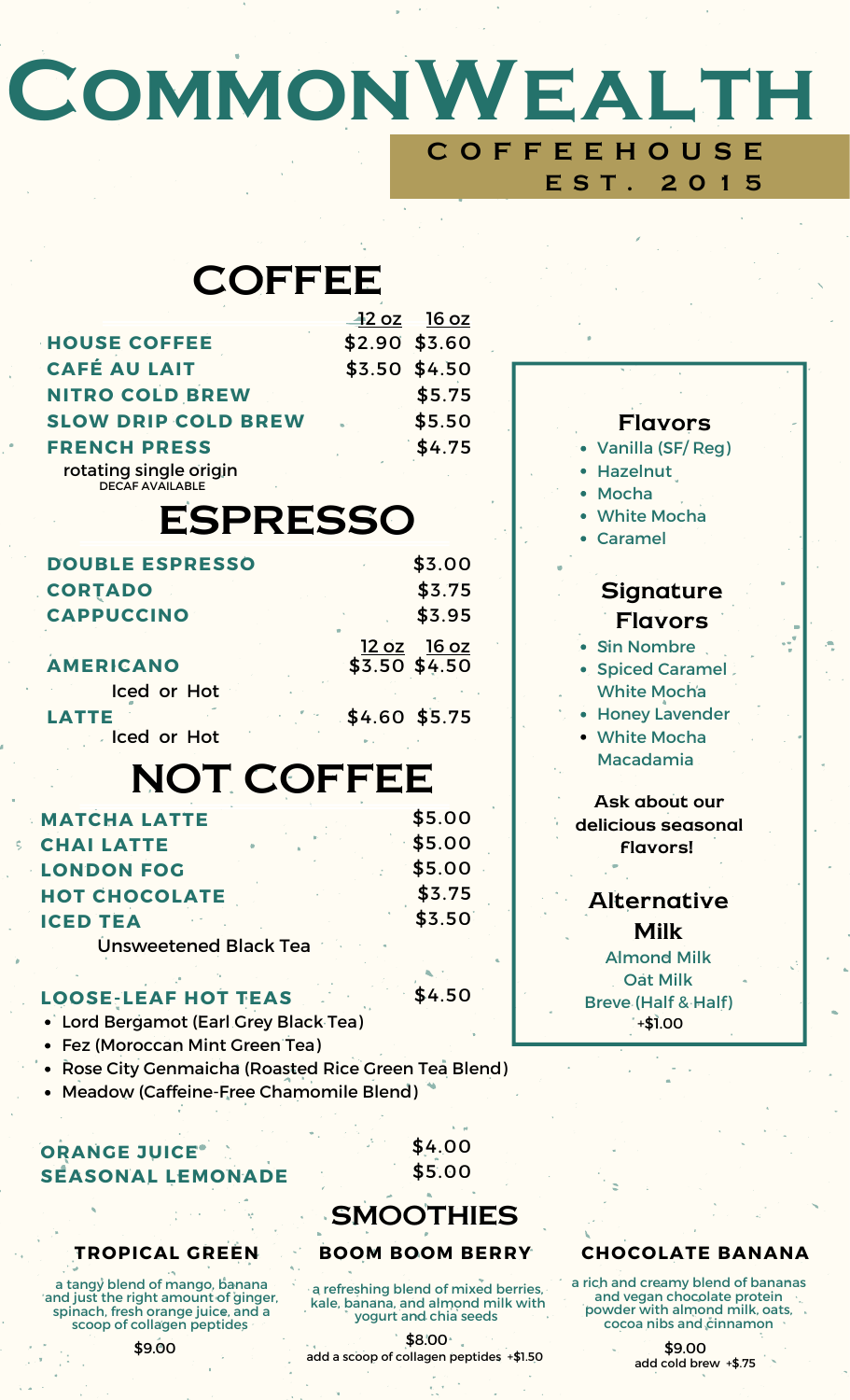# CommonWealth

COFFEEHOUSE
EST. 2015

## COFFEE

| | 12 oz | 16 oz |
|---|---|---|
| **HOUSE COFFEE** | $2.90 | $3.60 |
| **CAFÉ AU LAIT** | $3.50 | $4.50 |
| **NITRO COLD BREW** | | $5.75 |
| **SLOW DRIP COLD BREW** | | $5.50 |
| **FRENCH PRESS** | | $4.75 |

rotating single origin
DECAF AVAILABLE

## ESPRESSO

| | |
|---|---|
| **DOUBLE ESPRESSO** | $3.00 |
| **CORTADO** | $3.75 |
| **CAPPUCCINO** | $3.95 |

| | 12 oz | 16 oz |
|---|---|---|
| **AMERICANO** (Iced or Hot) | $3.50 | $4.50 |
| **LATTE** (Iced or Hot) | $4.60 | $5.75 |

## NOT COFFEE

| | |
|---|---|
| **MATCHA LATTE** | $5.00 |
| **CHAI LATTE** | $5.00 |
| **LONDON FOG** | $5.00 |
| **HOT CHOCOLATE** | $3.75 |
| **ICED TEA** | $3.50 |

Unsweetened Black Tea

**LOOSE-LEAF HOT TEAS** $4.50

- Lord Bergamot (Earl Grey Black Tea)
- Fez (Moroccan Mint Green Tea)
- Rose City Genmaicha (Roasted Rice Green Tea Blend)
- Meadow (Caffeine-Free Chamomile Blend)

| | |
|---|---|
| **ORANGE JUICE** | $4.00 |
| **SEASONAL LEMONADE** | $5.00 |

### Flavors

- Vanilla (SF/ Reg)
- Hazelnut
- Mocha
- White Mocha
- Caramel

### Signature Flavors

- Sin Nombre
- Spiced Caramel White Mocha
- Honey Lavender
- White Mocha Macadamia

**Ask about our delicious seasonal flavors!**

### Alternative Milk

Almond Milk
Oat Milk
Breve (Half & Half)
+$1.00

## SMOOTHIES

### TROPICAL GREEN

a tangy blend of mango, banana and just the right amount of ginger, spinach, fresh orange juice, and a scoop of collagen peptides

$9.00

### BOOM BOOM BERRY

a refreshing blend of mixed berries, kale, banana, and almond milk with yogurt and chia seeds

$8.00
add a scoop of collagen peptides +$1.50

### CHOCOLATE BANANA

a rich and creamy blend of bananas and vegan chocolate protein powder with almond milk, oats, cocoa nibs and cinnamon

$9.00
add cold brew +$.75